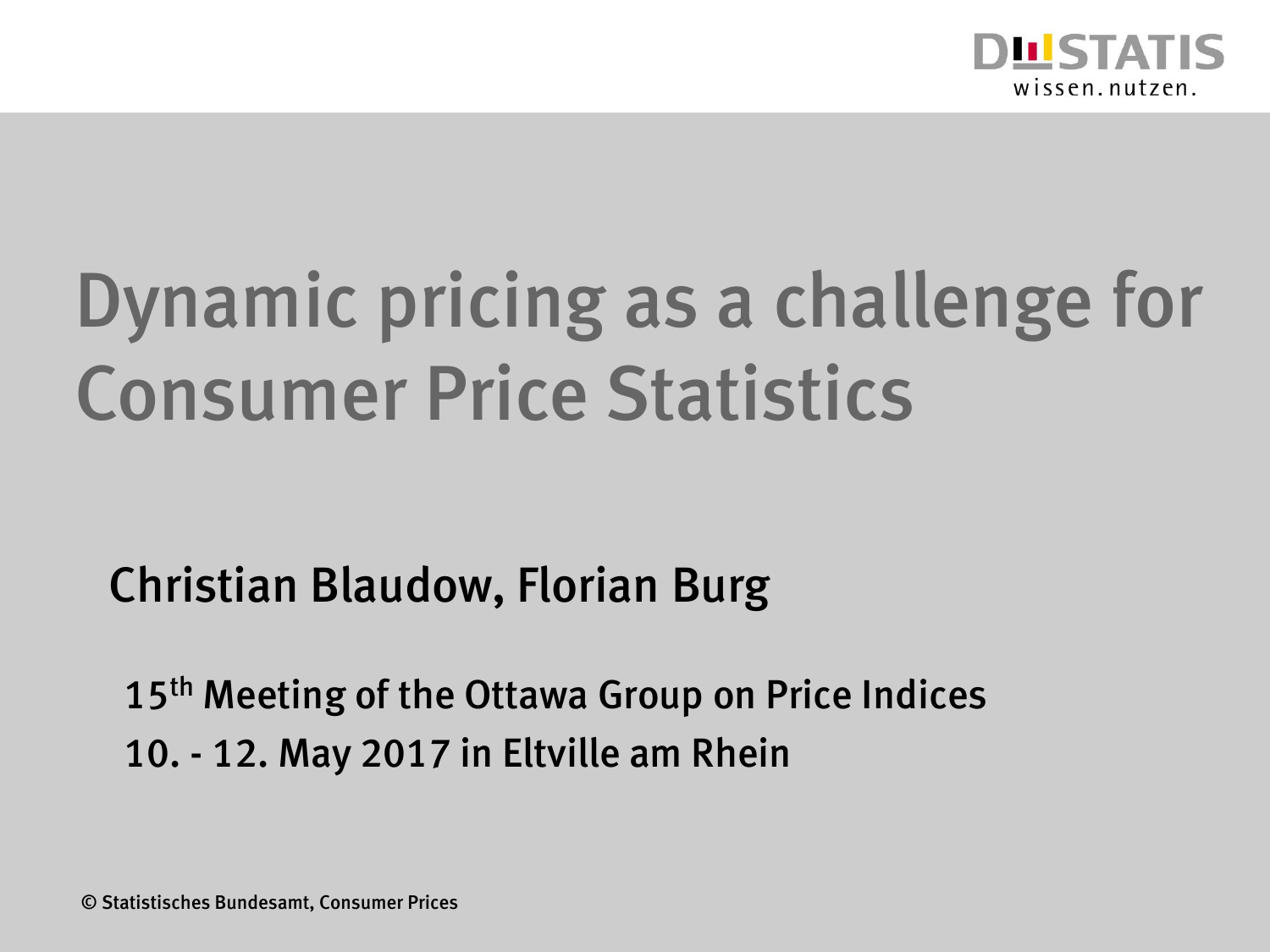# Dynamic pricing as a challenge for Consumer Price Statistics

Christian Blaudow, Florian Burg

15th Meeting of the Ottawa Group on Price Indices

10. - 12. May 2017 in Eltville am Rhein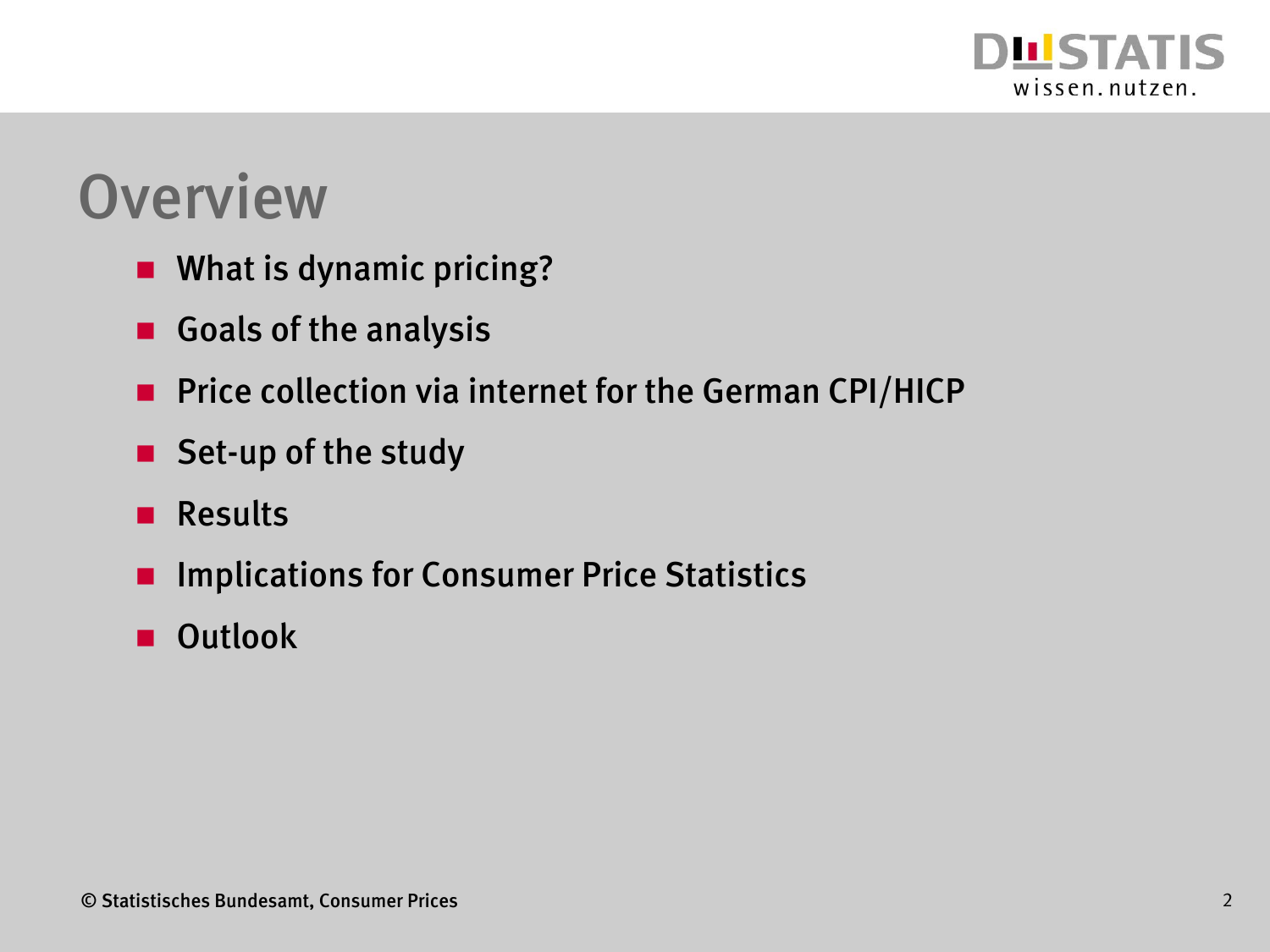# Overview

- What is dynamic pricing?
- Goals of the analysis
- Price collection via internet for the German CPI/HICP
- Set-up of the study
- Results
- Implications for Consumer Price Statistics
- Outlook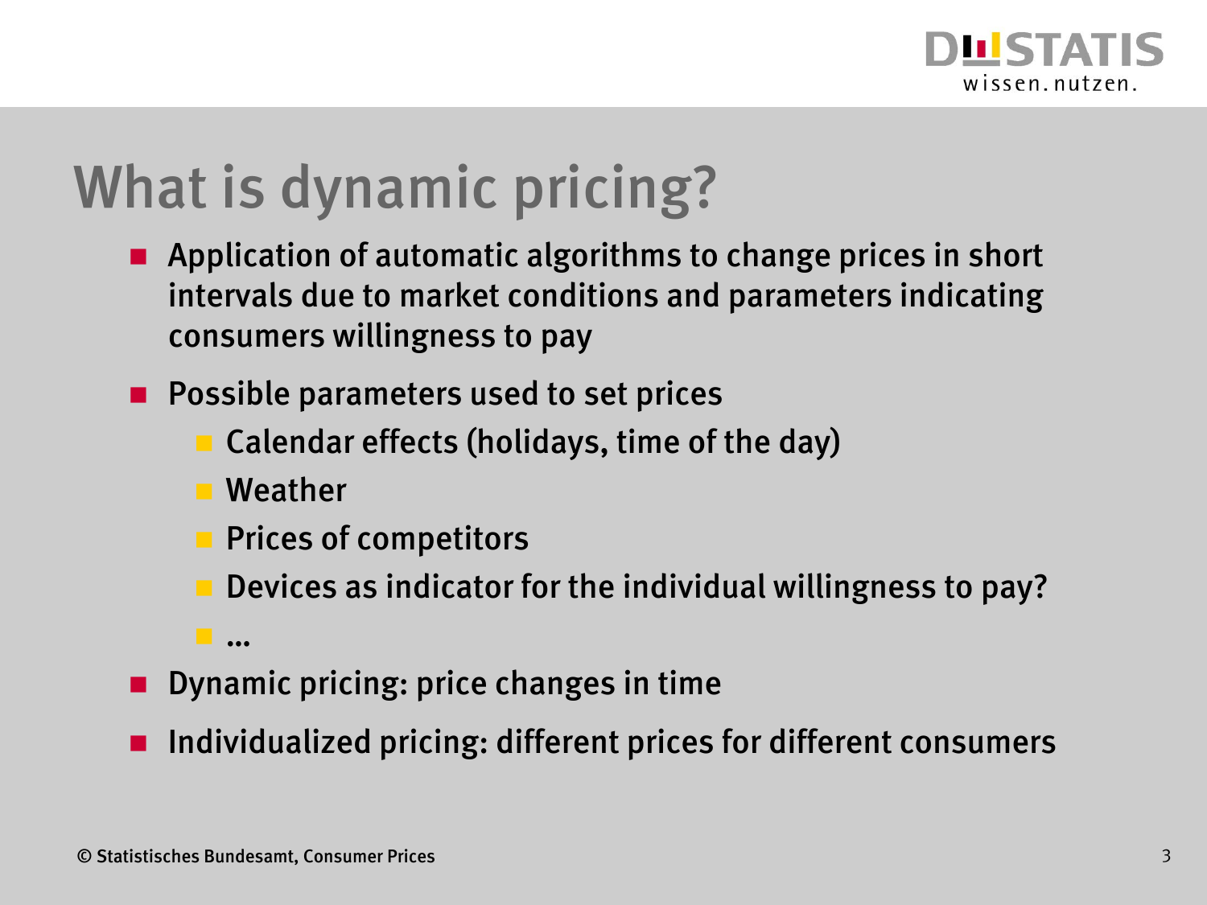# What is dynamic pricing?

- Application of automatic algorithms to change prices in short intervals due to market conditions and parameters indicating consumers willingness to pay
- Possible parameters used to set prices
  - Calendar effects (holidays, time of the day)
  - Weather
  - Prices of competitors
  - Devices as indicator for the individual willingness to pay?
  - ...
- Dynamic pricing: price changes in time
- Individualized pricing: different prices for different consumers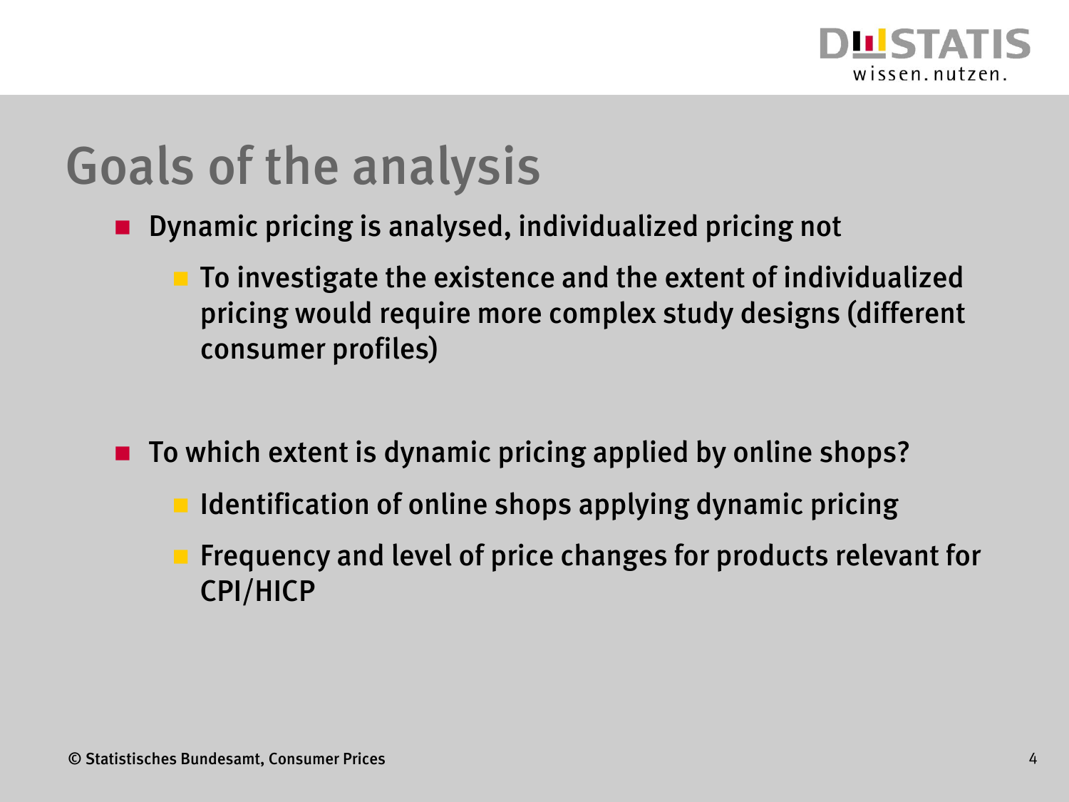# Goals of the analysis

- Dynamic pricing is analysed, individualized pricing not
  - To investigate the existence and the extent of individualized pricing would require more complex study designs (different consumer profiles)

- To which extent is dynamic pricing applied by online shops?
  - Identification of online shops applying dynamic pricing
  - Frequency and level of price changes for products relevant for CPI/HICP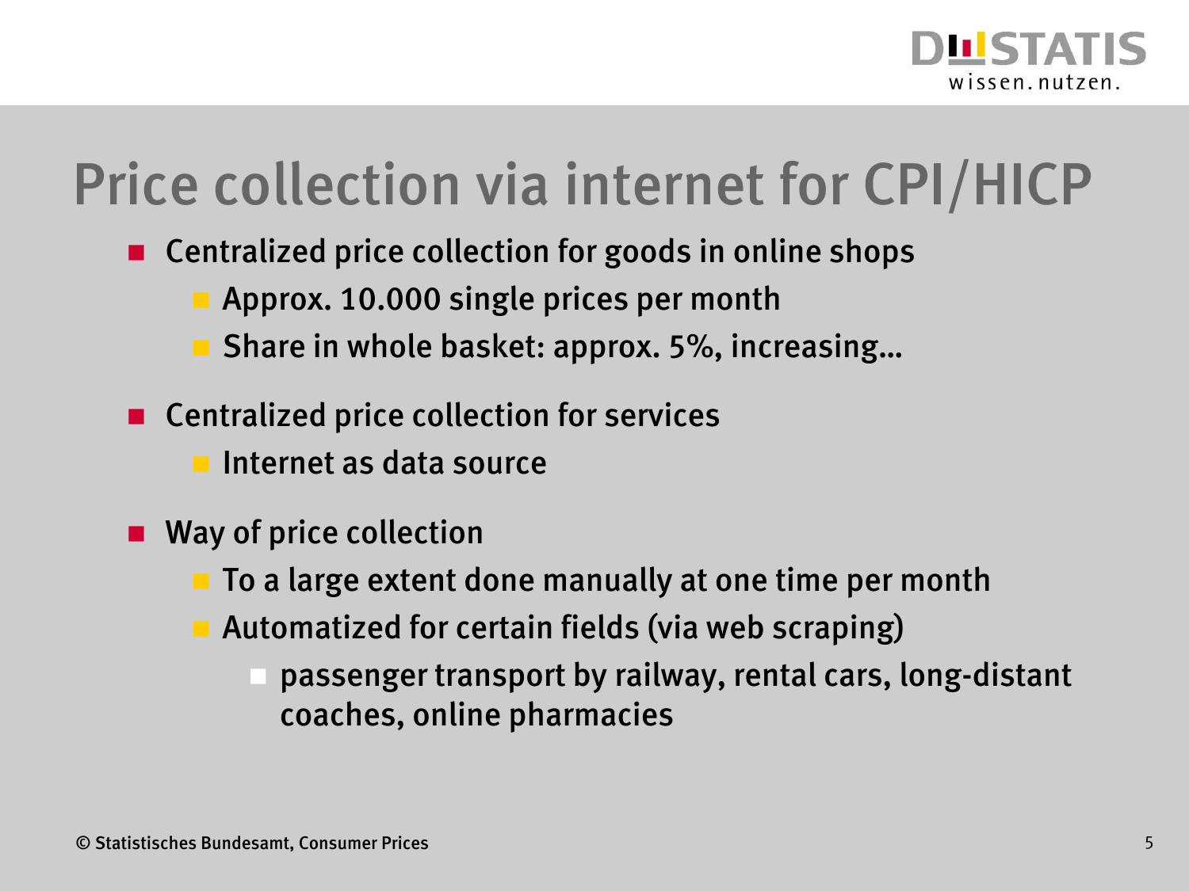# Price collection via internet for CPI/HICP

- Centralized price collection for goods in online shops
  - Approx. 10.000 single prices per month
  - Share in whole basket: approx. 5%, increasing...
- Centralized price collection for services
  - Internet as data source
- Way of price collection
  - To a large extent done manually at one time per month
  - Automatized for certain fields (via web scraping)
    - passenger transport by railway, rental cars, long-distant coaches, online pharmacies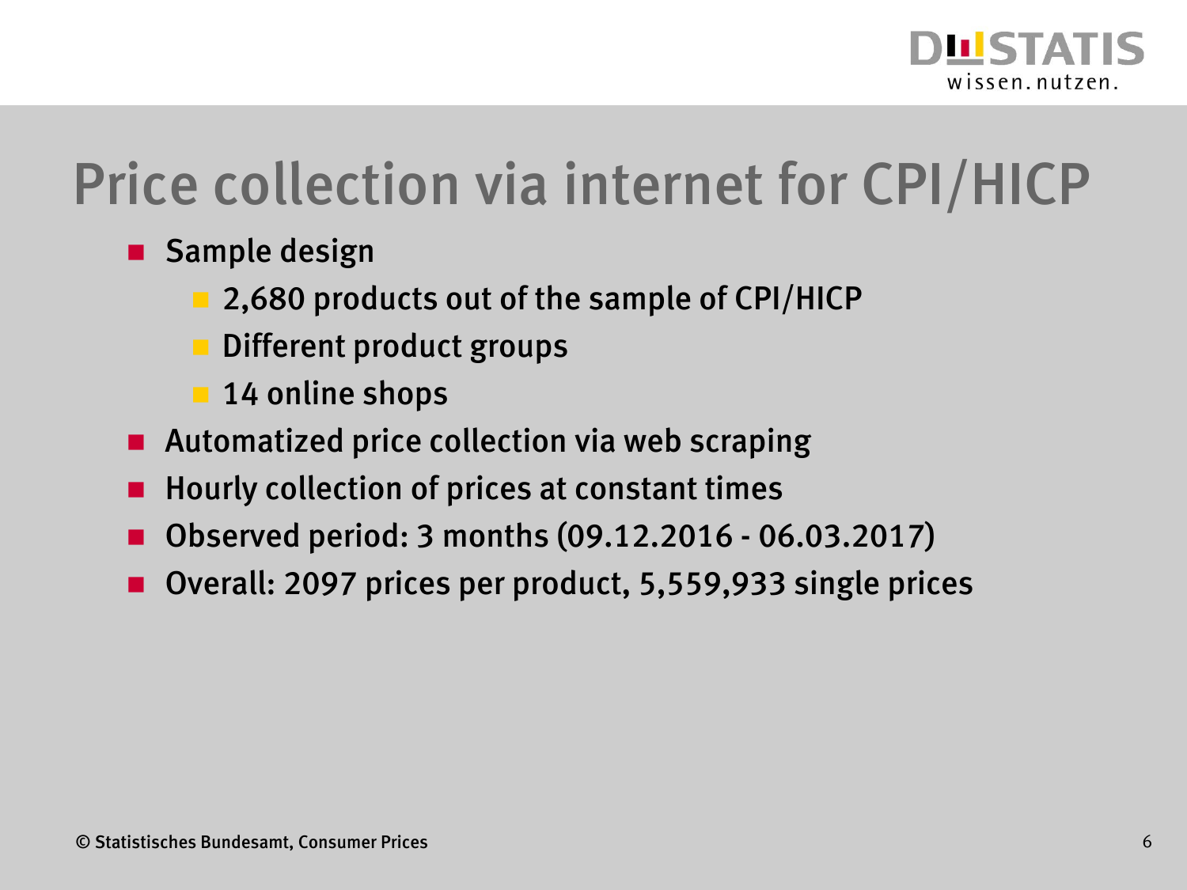# Price collection via internet for CPI/HICP

- Sample design
  - 2,680 products out of the sample of CPI/HICP
  - Different product groups
  - 14 online shops
- Automatized price collection via web scraping
- Hourly collection of prices at constant times
- Observed period: 3 months (09.12.2016 - 06.03.2017)
- Overall: 2097 prices per product, 5,559,933 single prices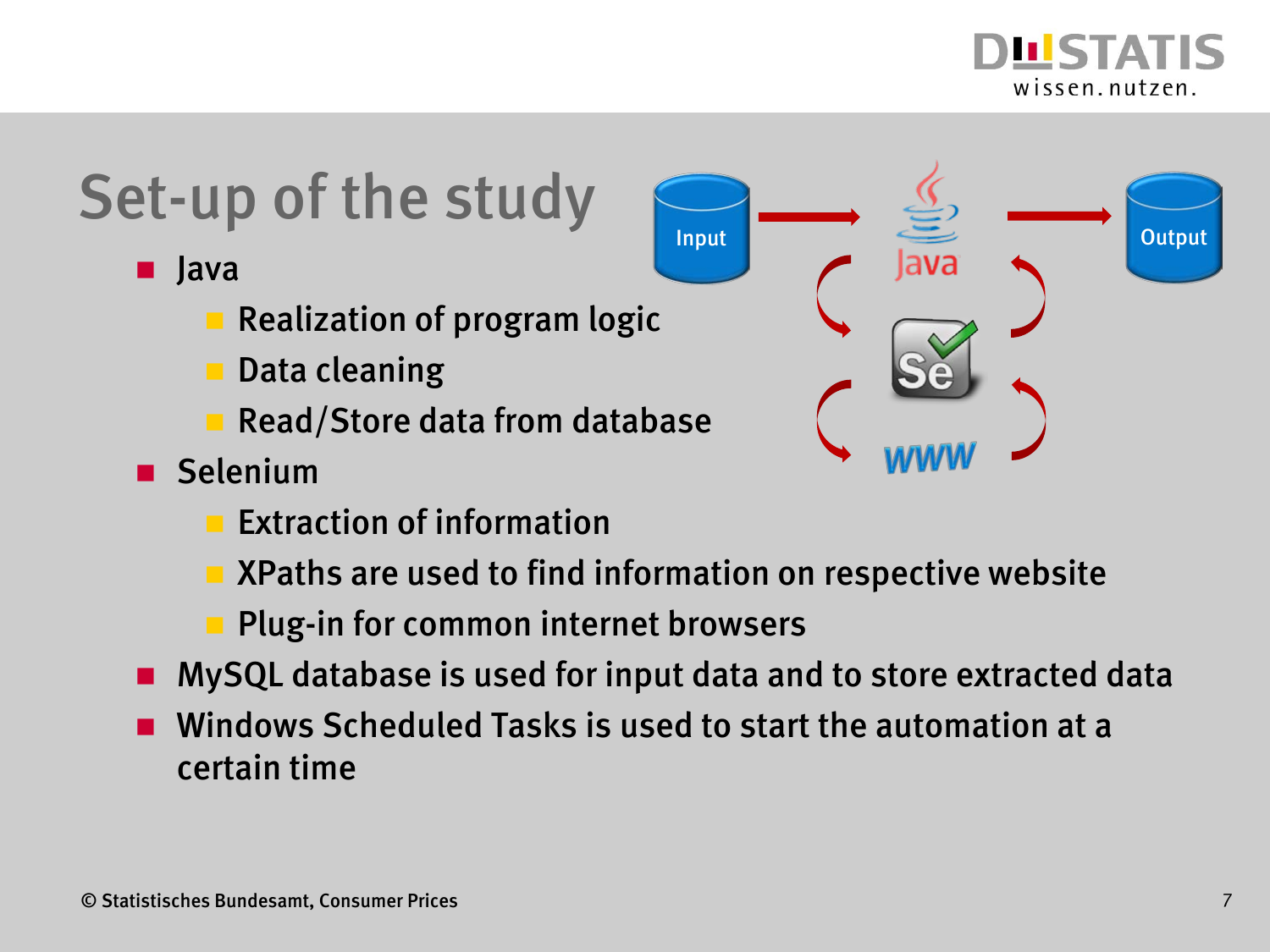# Set-up of the study

- Java
  - Realization of program logic
  - Data cleaning
  - Read/Store data from database
- Selenium
  - Extraction of information
  - XPaths are used to find information on respective website
  - Plug-in for common internet browsers
- MySQL database is used for input data and to store extracted data
- Windows Scheduled Tasks is used to start the automation at a certain time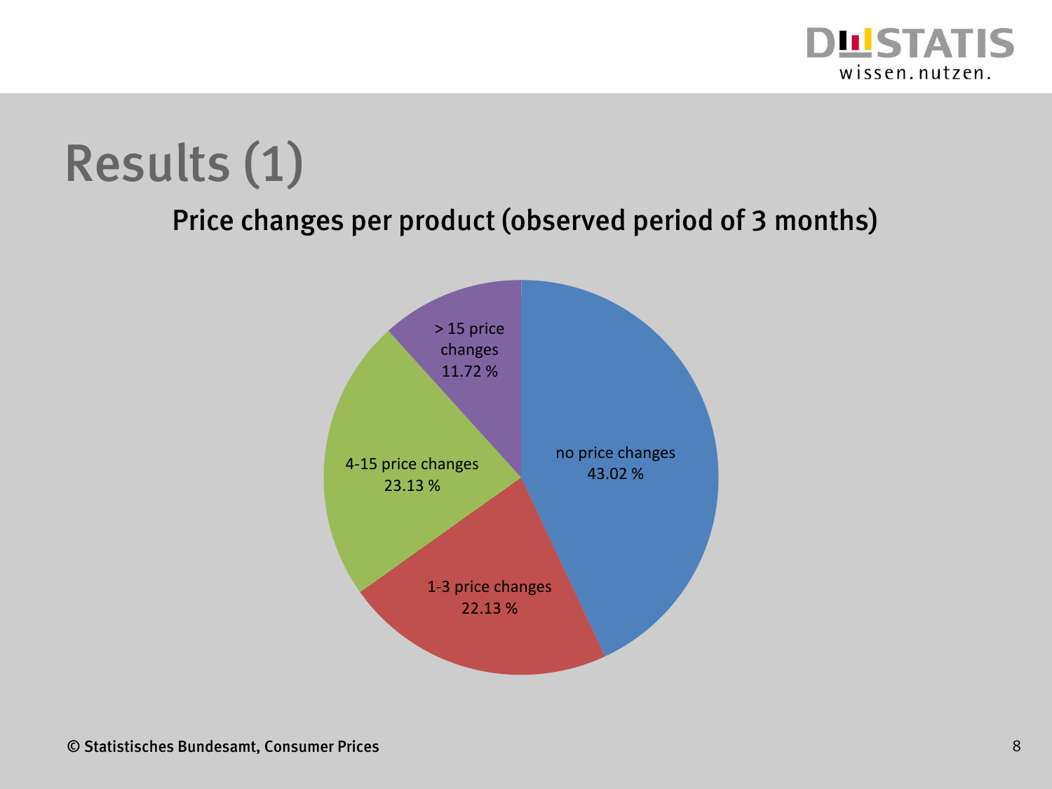# Results (1)

## Price changes per product (observed period of 3 months)

| Category | Share |
|---|---|
| no price changes | 43.02 % |
| 1-3 price changes | 22.13 % |
| 4-15 price changes | 23.13 % |
| > 15 price changes | 11.72 % |

© Statistisches Bundesamt, Consumer Prices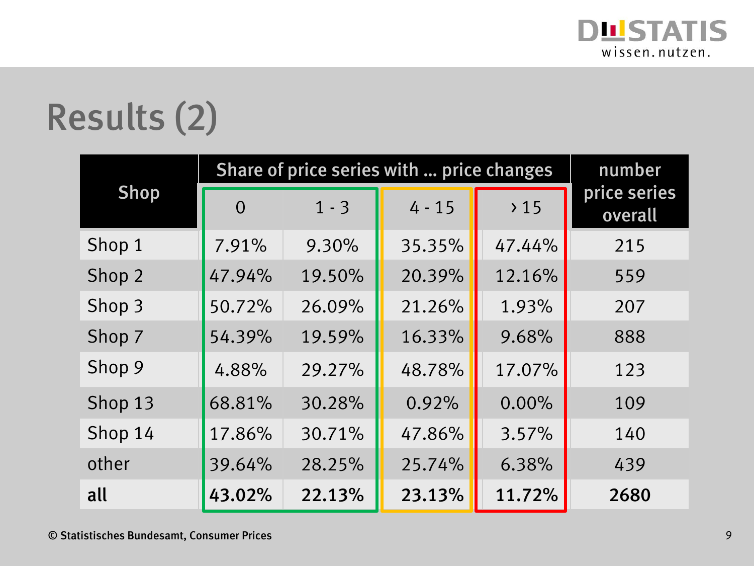# Results (2)

| Shop | Share of price series with ... price changes | | | | number price series overall |
|---|---|---|---|---|---|
| | 0 | 1 - 3 | 4 - 15 | > 15 | |
| Shop 1 | 7.91% | 9.30% | 35.35% | 47.44% | 215 |
| Shop 2 | 47.94% | 19.50% | 20.39% | 12.16% | 559 |
| Shop 3 | 50.72% | 26.09% | 21.26% | 1.93% | 207 |
| Shop 7 | 54.39% | 19.59% | 16.33% | 9.68% | 888 |
| Shop 9 | 4.88% | 29.27% | 48.78% | 17.07% | 123 |
| Shop 13 | 68.81% | 30.28% | 0.92% | 0.00% | 109 |
| Shop 14 | 17.86% | 30.71% | 47.86% | 3.57% | 140 |
| other | 39.64% | 28.25% | 25.74% | 6.38% | 439 |
| **all** | **43.02%** | **22.13%** | **23.13%** | **11.72%** | **2680** |

© Statistisches Bundesamt, Consumer Prices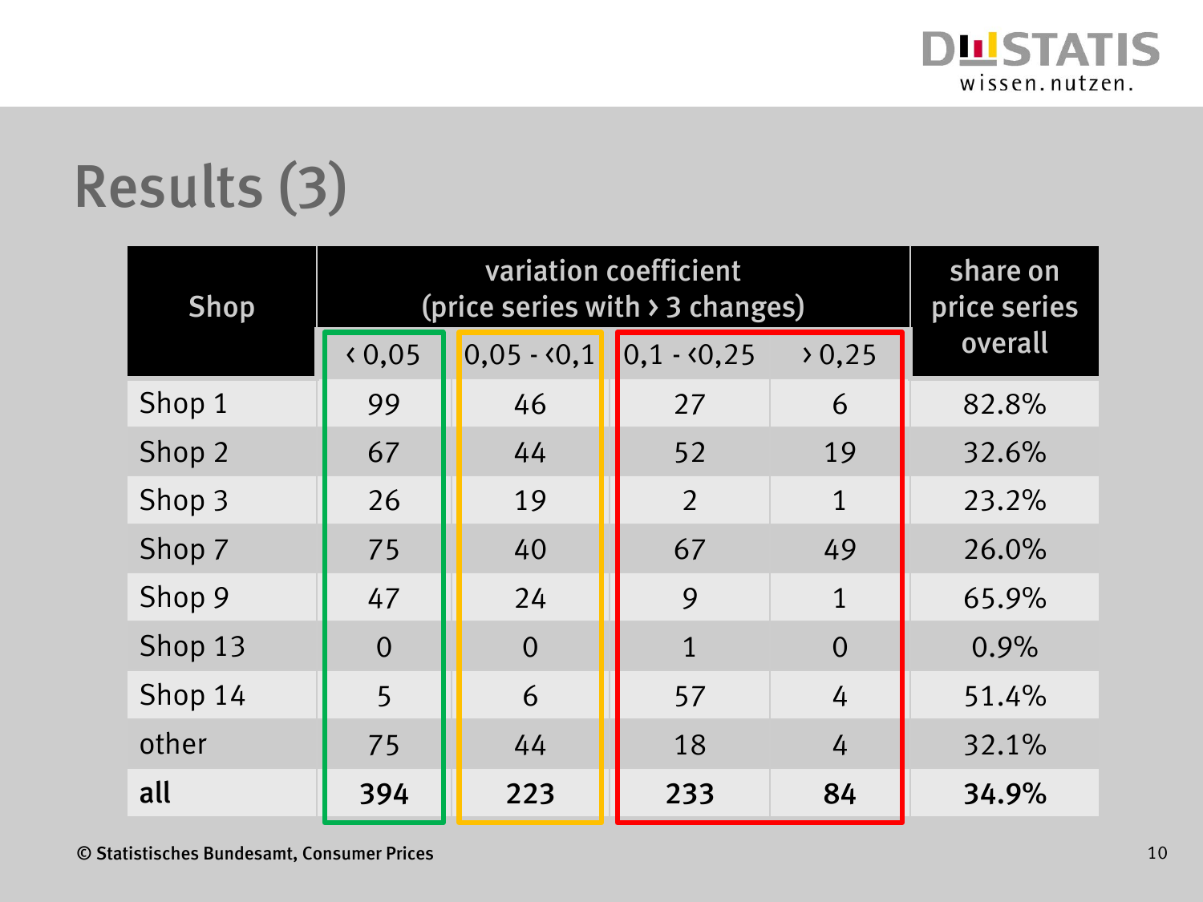# Results (3)

| Shop | variation coefficient (price series with › 3 changes) | | | | share on price series overall |
|---|---|---|---|---|---|
| | ‹ 0,05 | 0,05 - ‹0,1 | 0,1 - ‹0,25 | › 0,25 | |
| Shop 1 | 99 | 46 | 27 | 6 | 82.8% |
| Shop 2 | 67 | 44 | 52 | 19 | 32.6% |
| Shop 3 | 26 | 19 | 2 | 1 | 23.2% |
| Shop 7 | 75 | 40 | 67 | 49 | 26.0% |
| Shop 9 | 47 | 24 | 9 | 1 | 65.9% |
| Shop 13 | 0 | 0 | 1 | 0 | 0.9% |
| Shop 14 | 5 | 6 | 57 | 4 | 51.4% |
| other | 75 | 44 | 18 | 4 | 32.1% |
| **all** | **394** | **223** | **233** | **84** | **34.9%** |

© Statistisches Bundesamt, Consumer Prices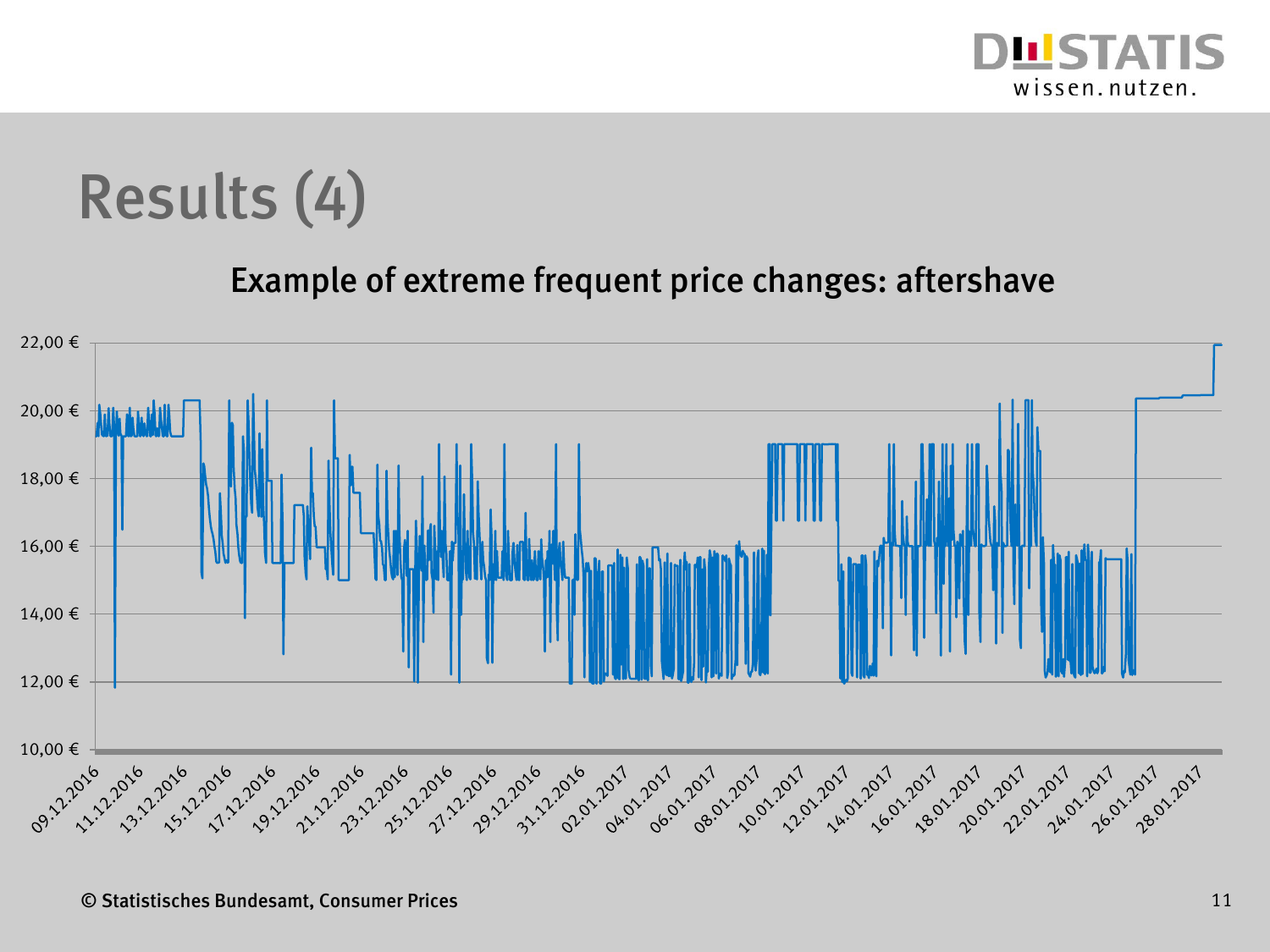# Results (4)

## Example of extreme frequent price changes: aftershave

22,00 €
20,00 €
18,00 €
16,00 €
14,00 €
12,00 €
10,00 €

09.12.2016, 11.12.2016, 13.12.2016, 15.12.2016, 17.12.2016, 19.12.2016, 21.12.2016, 23.12.2016, 25.12.2016, 27.12.2016, 29.12.2016, 31.12.2016, 02.01.2017, 04.01.2017, 06.01.2017, 08.01.2017, 10.01.2017, 12.01.2017, 14.01.2017, 16.01.2017, 18.01.2017, 20.01.2017, 22.01.2017, 24.01.2017, 26.01.2017, 28.01.2017

© Statistisches Bundesamt, Consumer Prices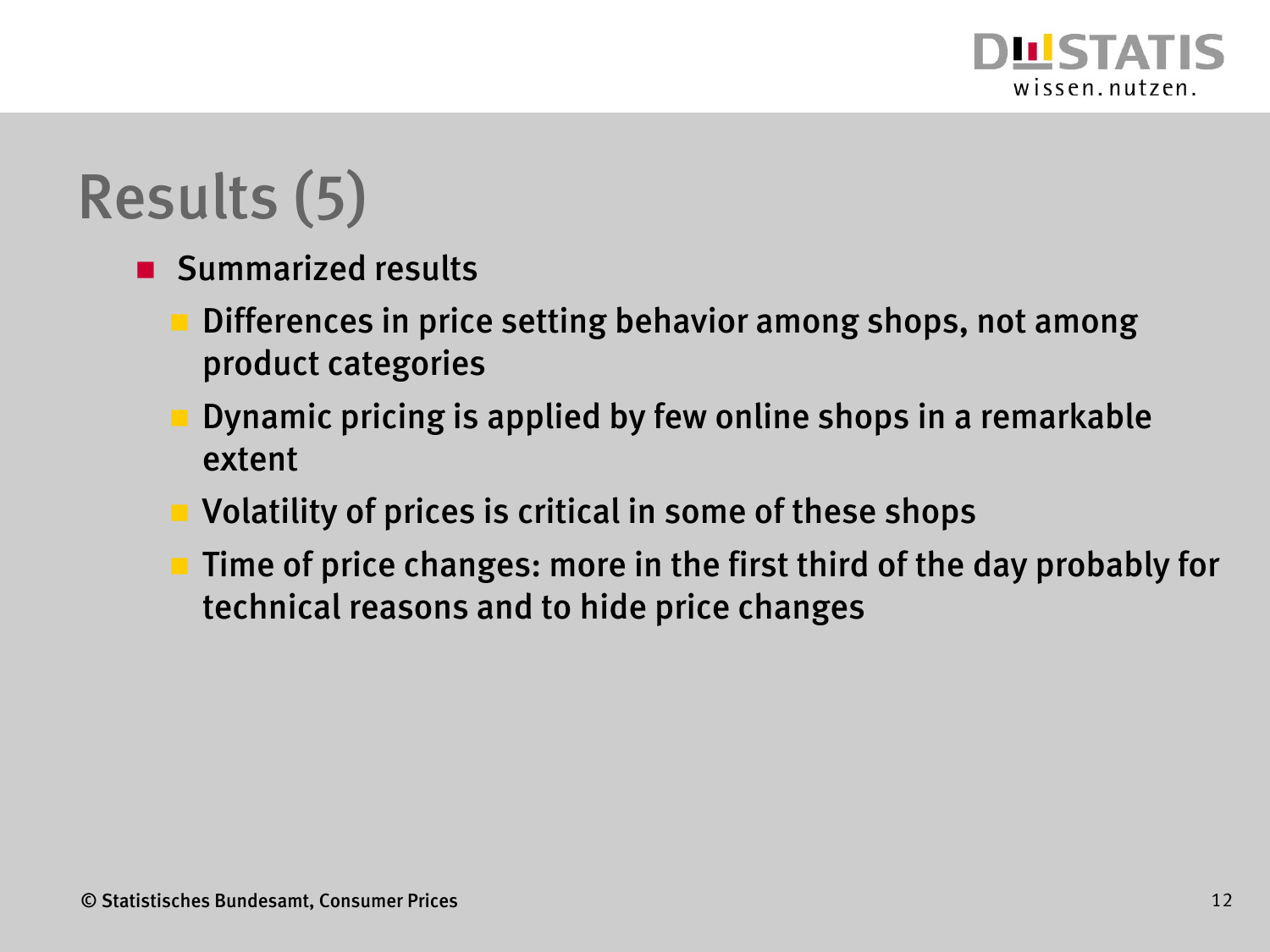# Results (5)

- Summarized results
  - Differences in price setting behavior among shops, not among product categories
  - Dynamic pricing is applied by few online shops in a remarkable extent
  - Volatility of prices is critical in some of these shops
  - Time of price changes: more in the first third of the day probably for technical reasons and to hide price changes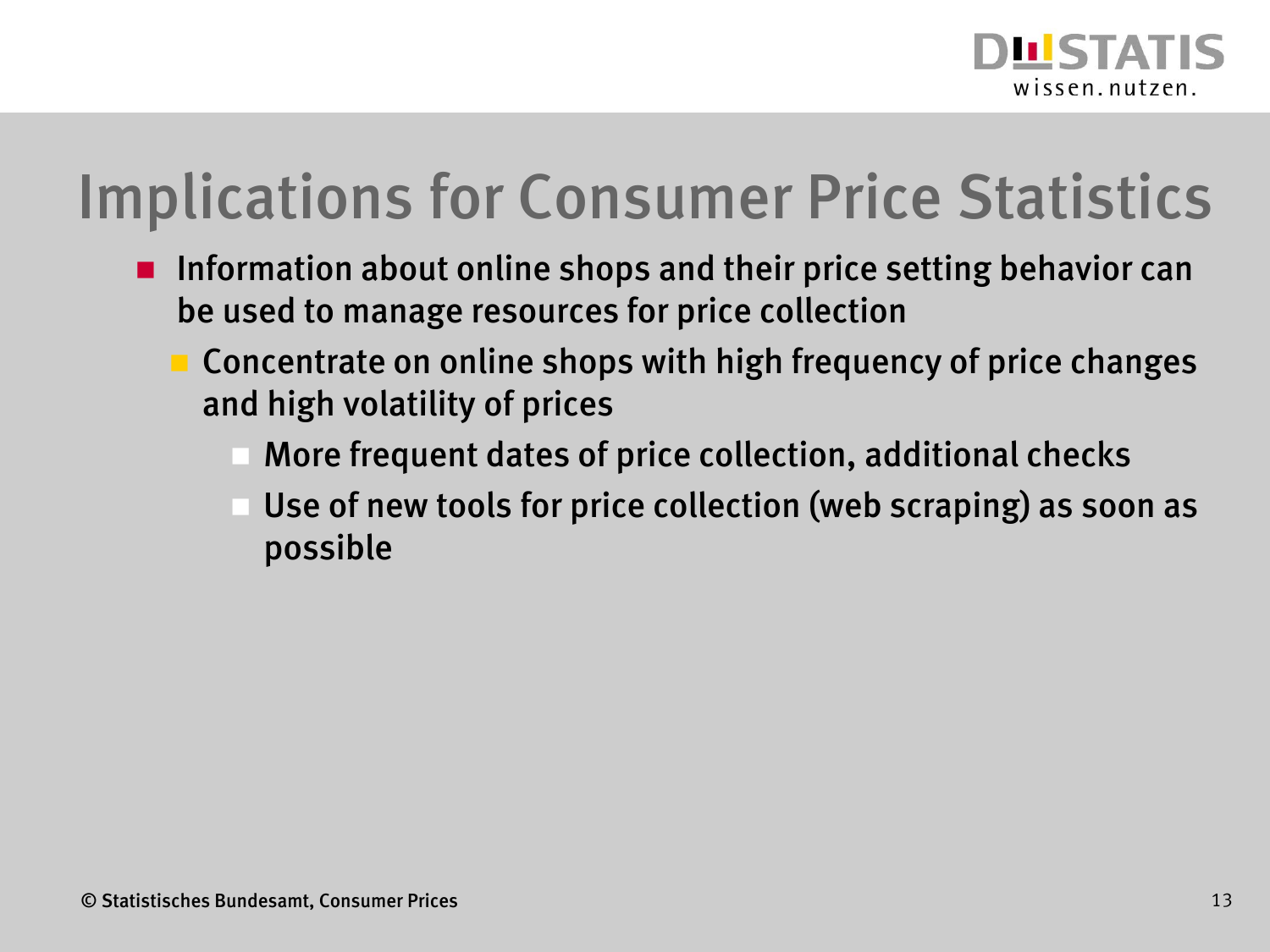# Implications for Consumer Price Statistics

- Information about online shops and their price setting behavior can be used to manage resources for price collection
  - Concentrate on online shops with high frequency of price changes and high volatility of prices
    - More frequent dates of price collection, additional checks
    - Use of new tools for price collection (web scraping) as soon as possible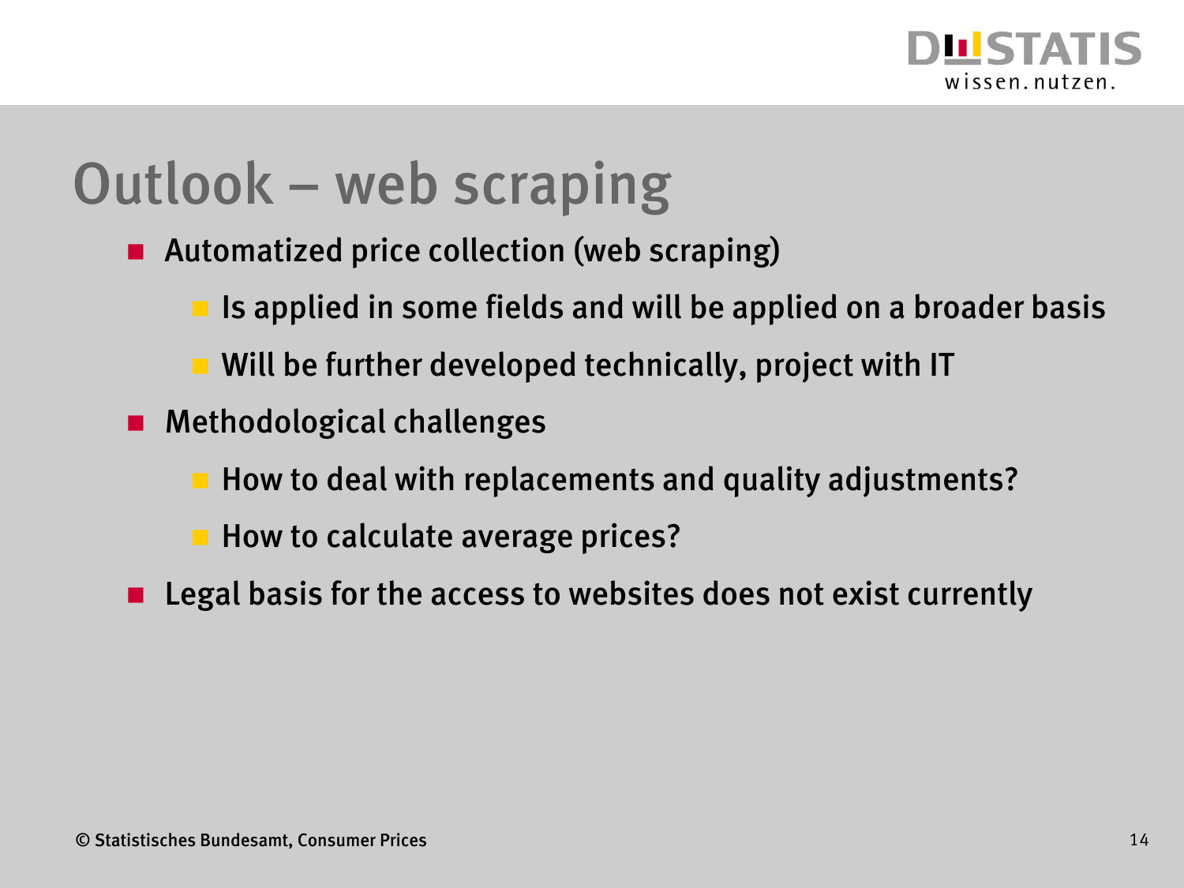# Outlook – web scraping

- Automatized price collection (web scraping)
  - Is applied in some fields and will be applied on a broader basis
  - Will be further developed technically, project with IT
- Methodological challenges
  - How to deal with replacements and quality adjustments?
  - How to calculate average prices?
- Legal basis for the access to websites does not exist currently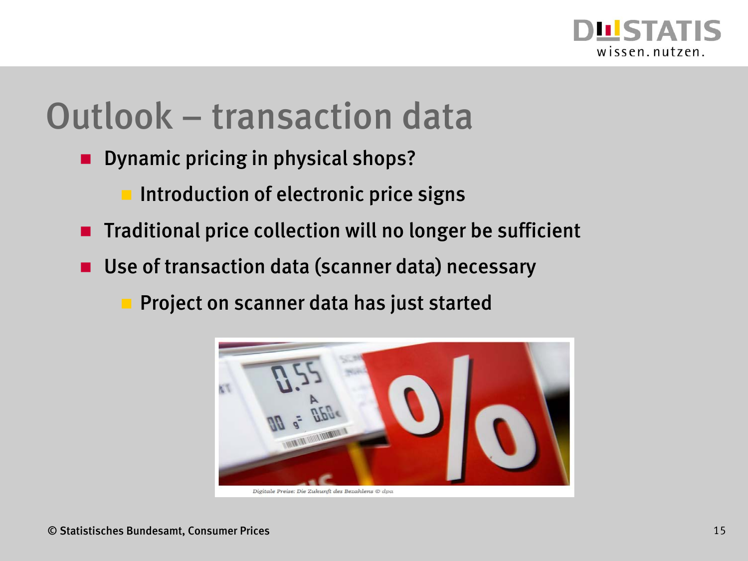# Outlook – transaction data

- Dynamic pricing in physical shops?
  - Introduction of electronic price signs
- Traditional price collection will no longer be sufficient
- Use of transaction data (scanner data) necessary
  - Project on scanner data has just started

*Digitale Preise: Die Zukunft des Bezahlens © dpa*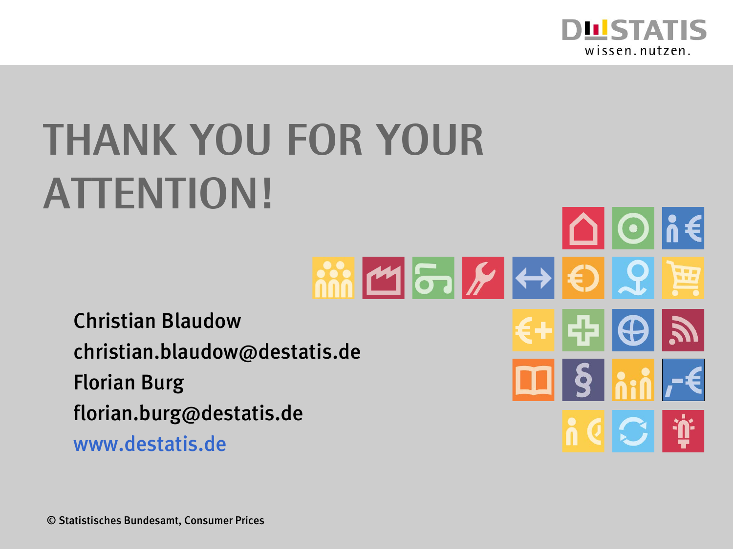# THANK YOU FOR YOUR ATTENTION!

Christian Blaudow
christian.blaudow@destatis.de
Florian Burg
florian.burg@destatis.de
www.destatis.de

© Statistisches Bundesamt, Consumer Prices